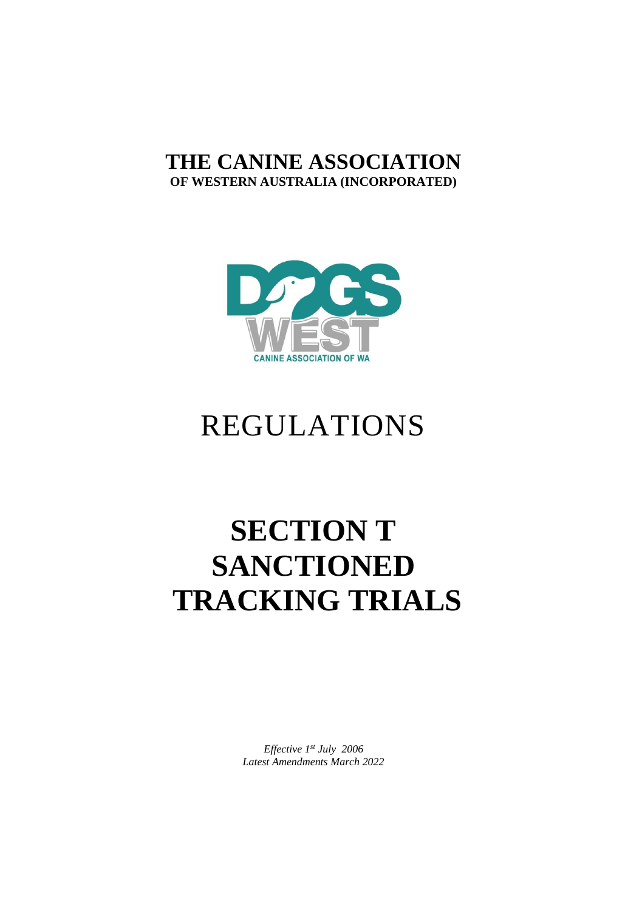# THE CANINE ASSOCIATION
**OF WESTERN AUSTRALIA (INCORPORATED)**

# REGULATIONS

# SECTION T
# SANCTIONED
# TRACKING TRIALS

*Effective 1st July 2006*
*Latest Amendments March 2022*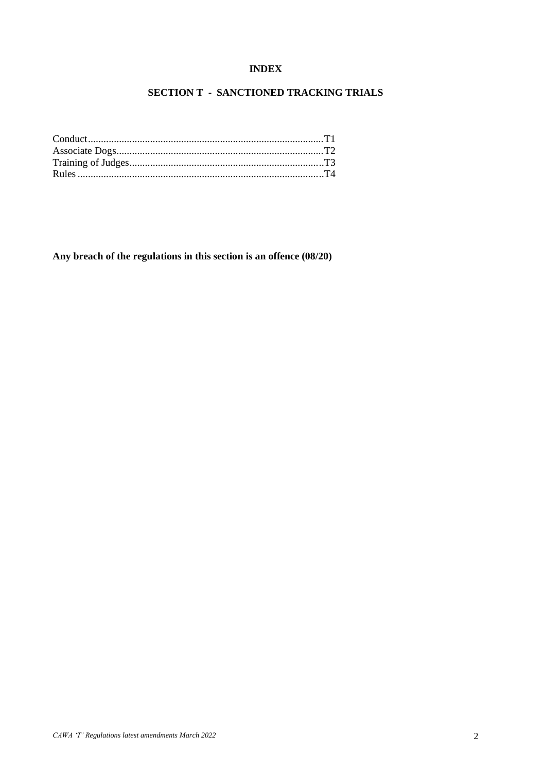# INDEX

## SECTION T - SANCTIONED TRACKING TRIALS

Conduct..........................................................................................T1
Associate Dogs................................................................................T2
Training of Judges...........................................................................T3
Rules ..............................................................................................T4

**Any breach of the regulations in this section is an offence (08/20)**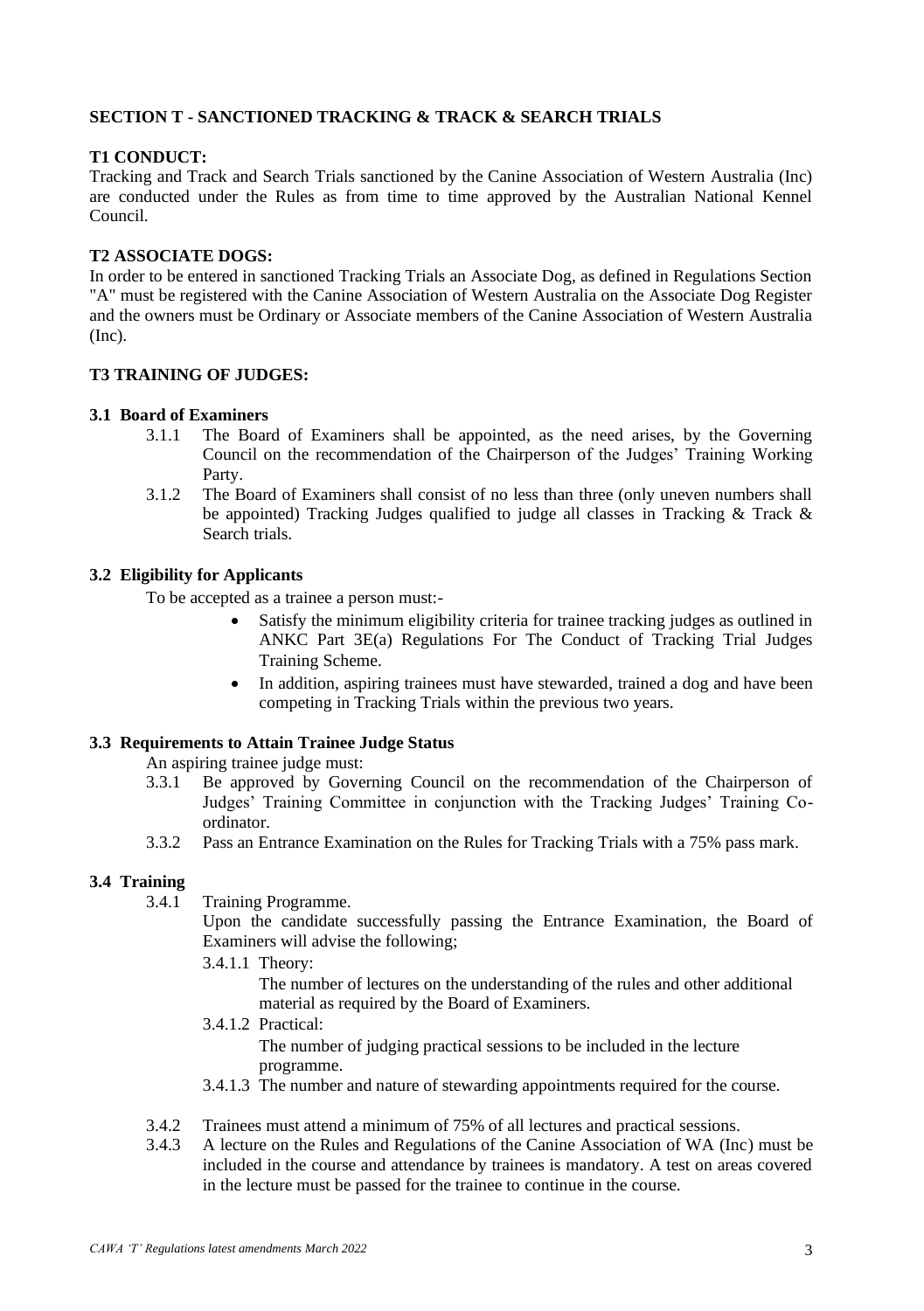## SECTION T - SANCTIONED TRACKING & TRACK & SEARCH TRIALS

### T1 CONDUCT:

Tracking and Track and Search Trials sanctioned by the Canine Association of Western Australia (Inc) are conducted under the Rules as from time to time approved by the Australian National Kennel Council.

### T2 ASSOCIATE DOGS:

In order to be entered in sanctioned Tracking Trials an Associate Dog, as defined in Regulations Section "A" must be registered with the Canine Association of Western Australia on the Associate Dog Register and the owners must be Ordinary or Associate members of the Canine Association of Western Australia (Inc).

### T3 TRAINING OF JUDGES:

#### 3.1 Board of Examiners

3.1.1 The Board of Examiners shall be appointed, as the need arises, by the Governing Council on the recommendation of the Chairperson of the Judges' Training Working Party.

3.1.2 The Board of Examiners shall consist of no less than three (only uneven numbers shall be appointed) Tracking Judges qualified to judge all classes in Tracking & Track & Search trials.

#### 3.2 Eligibility for Applicants

To be accepted as a trainee a person must:-

- Satisfy the minimum eligibility criteria for trainee tracking judges as outlined in ANKC Part 3E(a) Regulations For The Conduct of Tracking Trial Judges Training Scheme.
- In addition, aspiring trainees must have stewarded, trained a dog and have been competing in Tracking Trials within the previous two years.

#### 3.3 Requirements to Attain Trainee Judge Status

An aspiring trainee judge must:

3.3.1 Be approved by Governing Council on the recommendation of the Chairperson of Judges' Training Committee in conjunction with the Tracking Judges' Training Co-ordinator.

3.3.2 Pass an Entrance Examination on the Rules for Tracking Trials with a 75% pass mark.

#### 3.4 Training

3.4.1 Training Programme.

Upon the candidate successfully passing the Entrance Examination, the Board of Examiners will advise the following;

3.4.1.1 Theory:

The number of lectures on the understanding of the rules and other additional material as required by the Board of Examiners.

3.4.1.2 Practical:

The number of judging practical sessions to be included in the lecture programme.

3.4.1.3 The number and nature of stewarding appointments required for the course.

3.4.2 Trainees must attend a minimum of 75% of all lectures and practical sessions.

3.4.3 A lecture on the Rules and Regulations of the Canine Association of WA (Inc) must be included in the course and attendance by trainees is mandatory. A test on areas covered in the lecture must be passed for the trainee to continue in the course.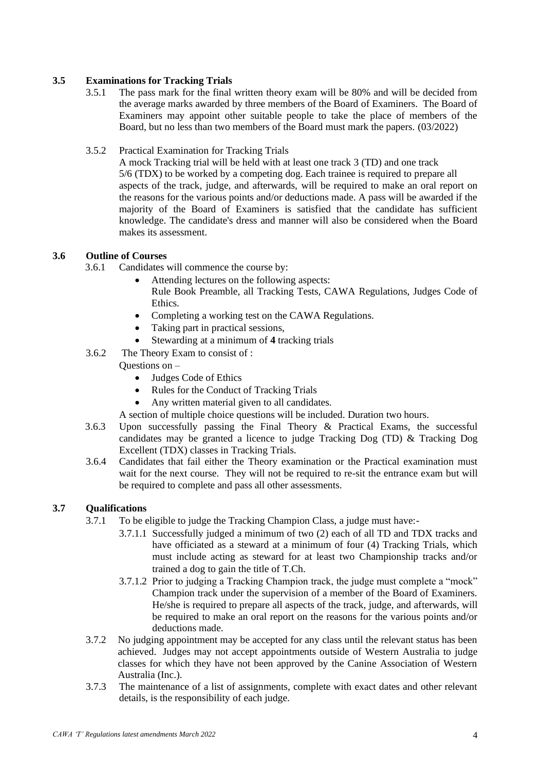### 3.5 Examinations for Tracking Trials

3.5.1 The pass mark for the final written theory exam will be 80% and will be decided from the average marks awarded by three members of the Board of Examiners. The Board of Examiners may appoint other suitable people to take the place of members of the Board, but no less than two members of the Board must mark the papers. (03/2022)

3.5.2 Practical Examination for Tracking Trials

A mock Tracking trial will be held with at least one track 3 (TD) and one track 5/6 (TDX) to be worked by a competing dog. Each trainee is required to prepare all aspects of the track, judge, and afterwards, will be required to make an oral report on the reasons for the various points and/or deductions made. A pass will be awarded if the majority of the Board of Examiners is satisfied that the candidate has sufficient knowledge. The candidate's dress and manner will also be considered when the Board makes its assessment.

### 3.6 Outline of Courses

3.6.1 Candidates will commence the course by:

- Attending lectures on the following aspects:
  Rule Book Preamble, all Tracking Tests, CAWA Regulations, Judges Code of Ethics.
- Completing a working test on the CAWA Regulations.
- Taking part in practical sessions,
- Stewarding at a minimum of **4** tracking trials

3.6.2 The Theory Exam to consist of :

Questions on –

- Judges Code of Ethics
- Rules for the Conduct of Tracking Trials
- Any written material given to all candidates.

A section of multiple choice questions will be included. Duration two hours.

3.6.3 Upon successfully passing the Final Theory & Practical Exams, the successful candidates may be granted a licence to judge Tracking Dog (TD) & Tracking Dog Excellent (TDX) classes in Tracking Trials.

3.6.4 Candidates that fail either the Theory examination or the Practical examination must wait for the next course. They will not be required to re-sit the entrance exam but will be required to complete and pass all other assessments.

### 3.7 Qualifications

3.7.1 To be eligible to judge the Tracking Champion Class, a judge must have:-

3.7.1.1 Successfully judged a minimum of two (2) each of all TD and TDX tracks and have officiated as a steward at a minimum of four (4) Tracking Trials, which must include acting as steward for at least two Championship tracks and/or trained a dog to gain the title of T.Ch.

3.7.1.2 Prior to judging a Tracking Champion track, the judge must complete a "mock" Champion track under the supervision of a member of the Board of Examiners. He/she is required to prepare all aspects of the track, judge, and afterwards, will be required to make an oral report on the reasons for the various points and/or deductions made.

3.7.2 No judging appointment may be accepted for any class until the relevant status has been achieved. Judges may not accept appointments outside of Western Australia to judge classes for which they have not been approved by the Canine Association of Western Australia (Inc.).

3.7.3 The maintenance of a list of assignments, complete with exact dates and other relevant details, is the responsibility of each judge.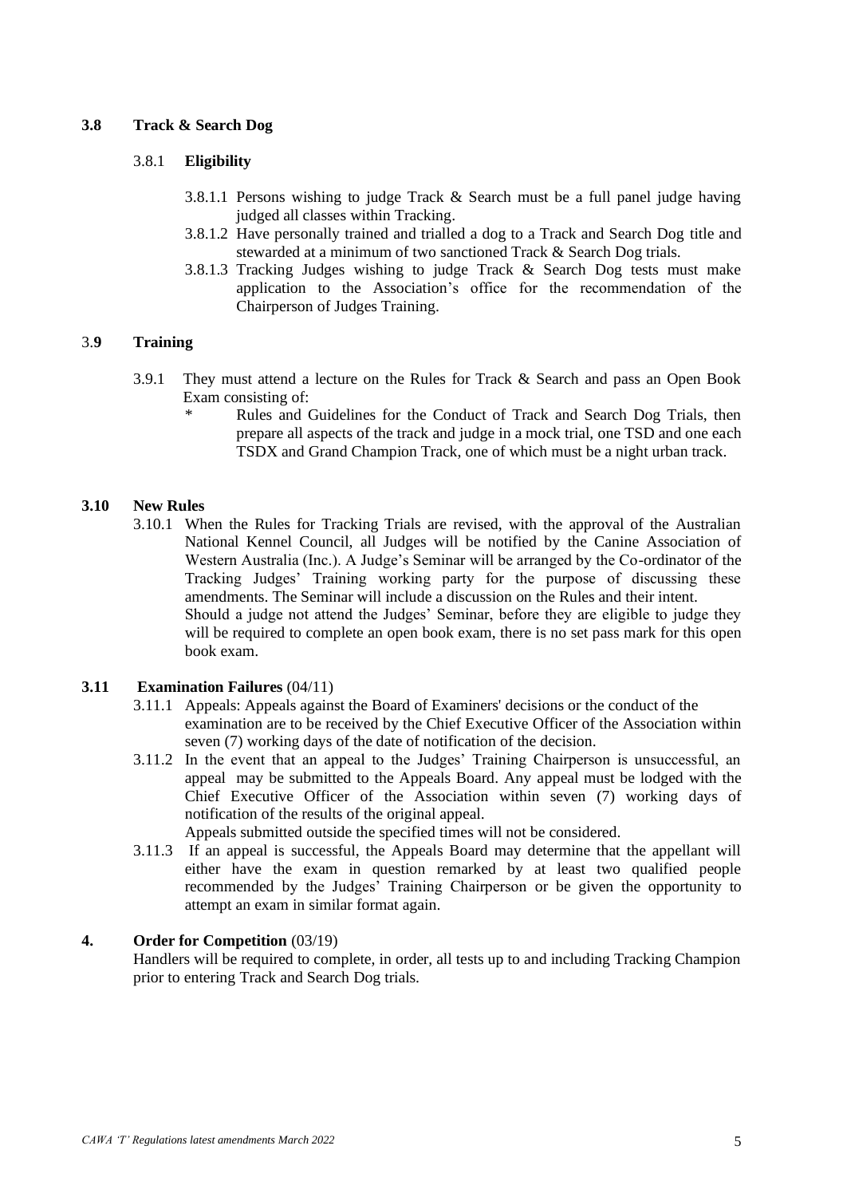### 3.8 Track & Search Dog

#### 3.8.1 Eligibility

3.8.1.1 Persons wishing to judge Track & Search must be a full panel judge having judged all classes within Tracking.

3.8.1.2 Have personally trained and trialled a dog to a Track and Search Dog title and stewarded at a minimum of two sanctioned Track & Search Dog trials.

3.8.1.3 Tracking Judges wishing to judge Track & Search Dog tests must make application to the Association's office for the recommendation of the Chairperson of Judges Training.

### 3.9 Training

3.9.1 They must attend a lecture on the Rules for Track & Search and pass an Open Book Exam consisting of:

- Rules and Guidelines for the Conduct of Track and Search Dog Trials, then prepare all aspects of the track and judge in a mock trial, one TSD and one each TSDX and Grand Champion Track, one of which must be a night urban track.

### 3.10 New Rules

3.10.1 When the Rules for Tracking Trials are revised, with the approval of the Australian National Kennel Council, all Judges will be notified by the Canine Association of Western Australia (Inc.). A Judge's Seminar will be arranged by the Co-ordinator of the Tracking Judges' Training working party for the purpose of discussing these amendments. The Seminar will include a discussion on the Rules and their intent.
Should a judge not attend the Judges' Seminar, before they are eligible to judge they will be required to complete an open book exam, there is no set pass mark for this open book exam.

### 3.11 Examination Failures (04/11)

3.11.1 Appeals: Appeals against the Board of Examiners' decisions or the conduct of the examination are to be received by the Chief Executive Officer of the Association within seven (7) working days of the date of notification of the decision.

3.11.2 In the event that an appeal to the Judges' Training Chairperson is unsuccessful, an appeal may be submitted to the Appeals Board. Any appeal must be lodged with the Chief Executive Officer of the Association within seven (7) working days of notification of the results of the original appeal.
Appeals submitted outside the specified times will not be considered.

3.11.3 If an appeal is successful, the Appeals Board may determine that the appellant will either have the exam in question remarked by at least two qualified people recommended by the Judges' Training Chairperson or be given the opportunity to attempt an exam in similar format again.

## 4. Order for Competition (03/19)

Handlers will be required to complete, in order, all tests up to and including Tracking Champion prior to entering Track and Search Dog trials.